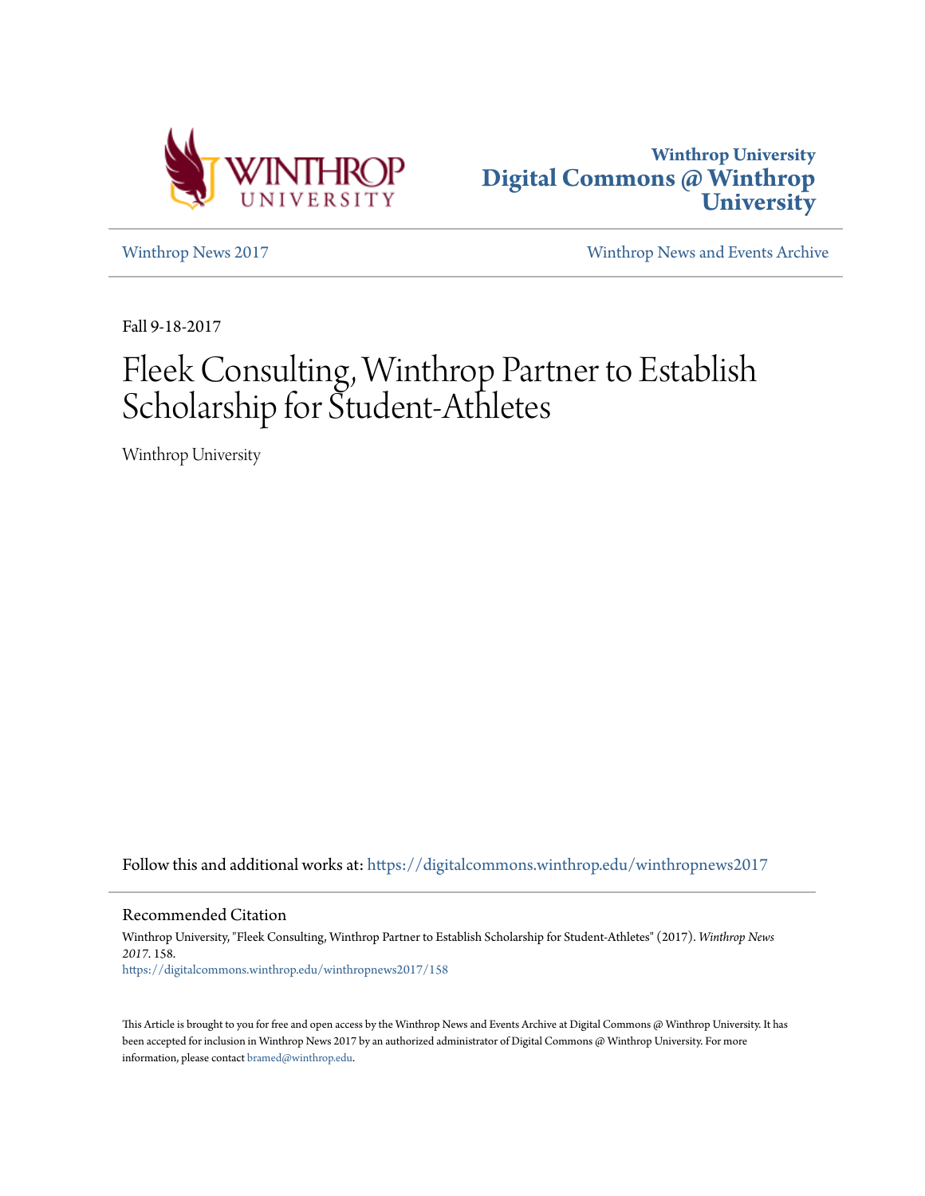Winthrop University

**Digital Commons @ Winthrop University**

Winthrop News 2017 | Winthrop News and Events Archive

Fall 9-18-2017

# Fleek Consulting, Winthrop Partner to Establish Scholarship for Student-Athletes

Winthrop University

Follow this and additional works at: https://digitalcommons.winthrop.edu/winthropnews2017

## Recommended Citation

Winthrop University, "Fleek Consulting, Winthrop Partner to Establish Scholarship for Student-Athletes" (2017). *Winthrop News 2017*. 158.
https://digitalcommons.winthrop.edu/winthropnews2017/158

This Article is brought to you for free and open access by the Winthrop News and Events Archive at Digital Commons @ Winthrop University. It has been accepted for inclusion in Winthrop News 2017 by an authorized administrator of Digital Commons @ Winthrop University. For more information, please contact bramed@winthrop.edu.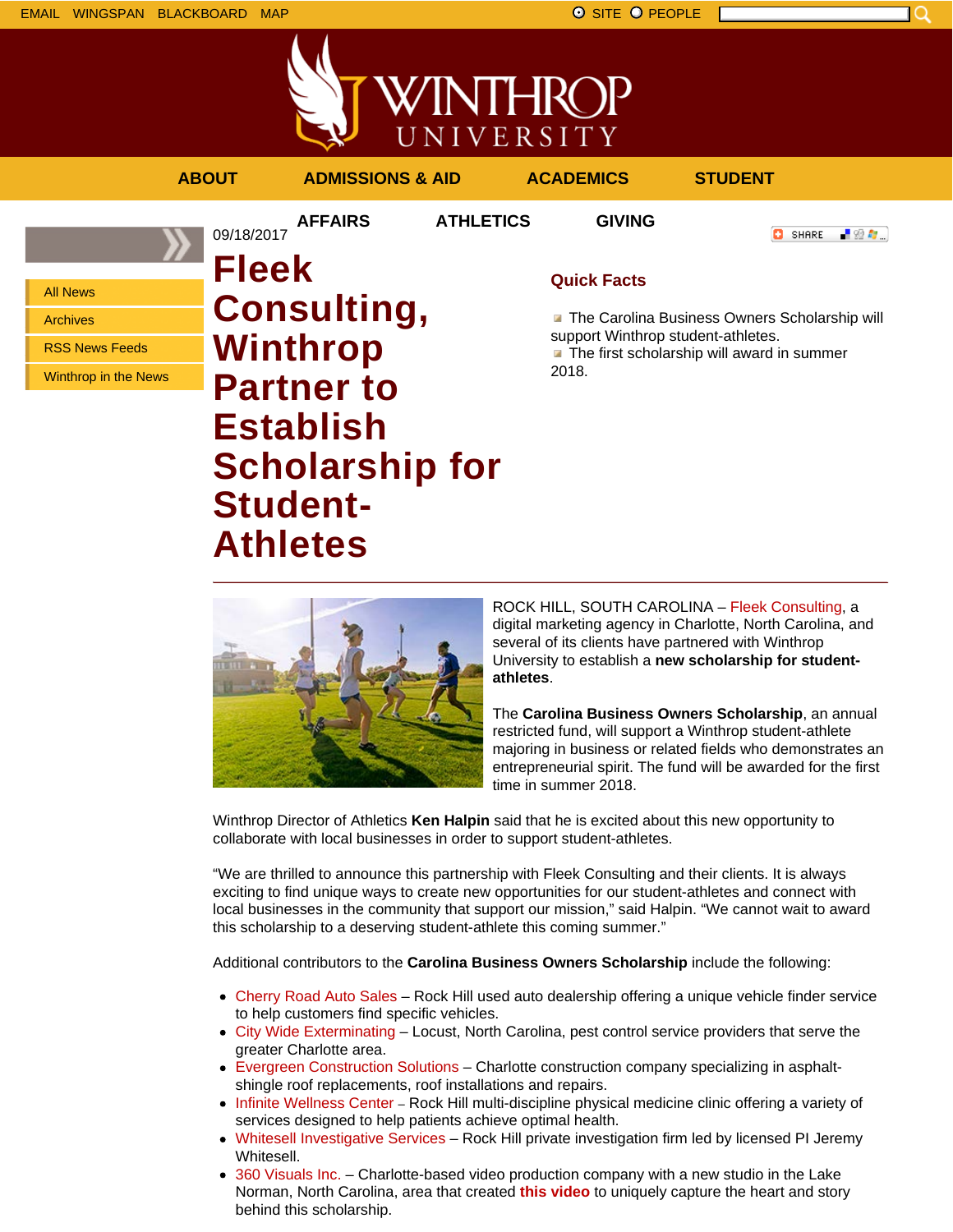EMAIL WINGSPAN BLACKBOARD MAP

SITE PEOPLE

ABOUT ADMISSIONS & AID ACADEMICS STUDENT AFFAIRS ATHLETICS GIVING

- All News
- Archives
- RSS News Feeds
- Winthrop in the News

09/18/2017

# Fleek Consulting, Winthrop Partner to Establish Scholarship for Student-Athletes

## Quick Facts

- The Carolina Business Owners Scholarship will support Winthrop student-athletes.
- The first scholarship will award in summer 2018.

ROCK HILL, SOUTH CAROLINA – Fleek Consulting, a digital marketing agency in Charlotte, North Carolina, and several of its clients have partnered with Winthrop University to establish a **new scholarship for student-athletes**.

The **Carolina Business Owners Scholarship**, an annual restricted fund, will support a Winthrop student-athlete majoring in business or related fields who demonstrates an entrepreneurial spirit. The fund will be awarded for the first time in summer 2018.

Winthrop Director of Athletics **Ken Halpin** said that he is excited about this new opportunity to collaborate with local businesses in order to support student-athletes.

"We are thrilled to announce this partnership with Fleek Consulting and their clients. It is always exciting to find unique ways to create new opportunities for our student-athletes and connect with local businesses in the community that support our mission," said Halpin. "We cannot wait to award this scholarship to a deserving student-athlete this coming summer."

Additional contributors to the **Carolina Business Owners Scholarship** include the following:

- Cherry Road Auto Sales – Rock Hill used auto dealership offering a unique vehicle finder service to help customers find specific vehicles.
- City Wide Exterminating – Locust, North Carolina, pest control service providers that serve the greater Charlotte area.
- Evergreen Construction Solutions – Charlotte construction company specializing in asphalt-shingle roof replacements, roof installations and repairs.
- Infinite Wellness Center – Rock Hill multi-discipline physical medicine clinic offering a variety of services designed to help patients achieve optimal health.
- Whitesell Investigative Services – Rock Hill private investigation firm led by licensed PI Jeremy Whitesell.
- 360 Visuals Inc. – Charlotte-based video production company with a new studio in the Lake Norman, North Carolina, area that created **this video** to uniquely capture the heart and story behind this scholarship.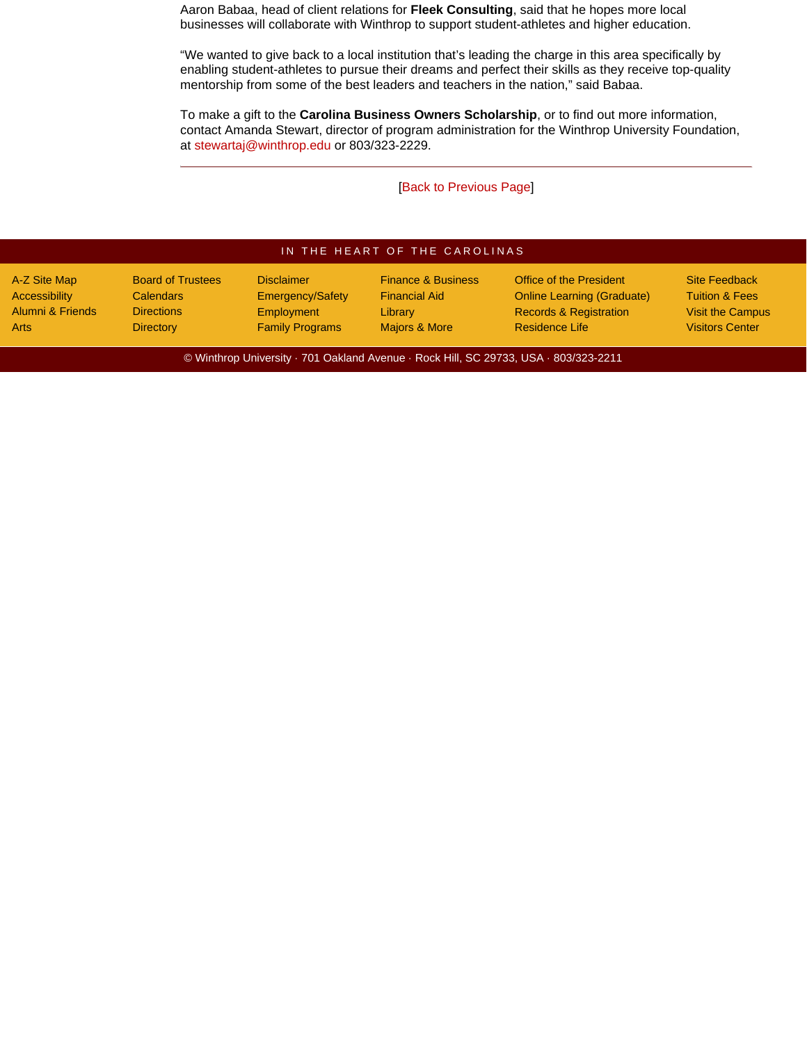Aaron Babaa, head of client relations for **Fleek Consulting**, said that he hopes more local businesses will collaborate with Winthrop to support student-athletes and higher education.

“We wanted to give back to a local institution that’s leading the charge in this area specifically by enabling student-athletes to pursue their dreams and perfect their skills as they receive top-quality mentorship from some of the best leaders and teachers in the nation,” said Babaa.

To make a gift to the **Carolina Business Owners Scholarship**, or to find out more information, contact Amanda Stewart, director of program administration for the Winthrop University Foundation, at stewartaj@winthrop.edu or 803/323-2229.

---

[Back to Previous Page]

IN THE HEART OF THE CAROLINAS

A-Z Site Map
Accessibility
Alumni & Friends
Arts
Board of Trustees
Calendars
Directions
Directory
Disclaimer
Emergency/Safety
Employment
Family Programs
Finance & Business
Financial Aid
Library
Majors & More
Office of the President
Online Learning (Graduate)
Records & Registration
Residence Life
Site Feedback
Tuition & Fees
Visit the Campus
Visitors Center

© Winthrop University · 701 Oakland Avenue · Rock Hill, SC 29733, USA · 803/323-2211